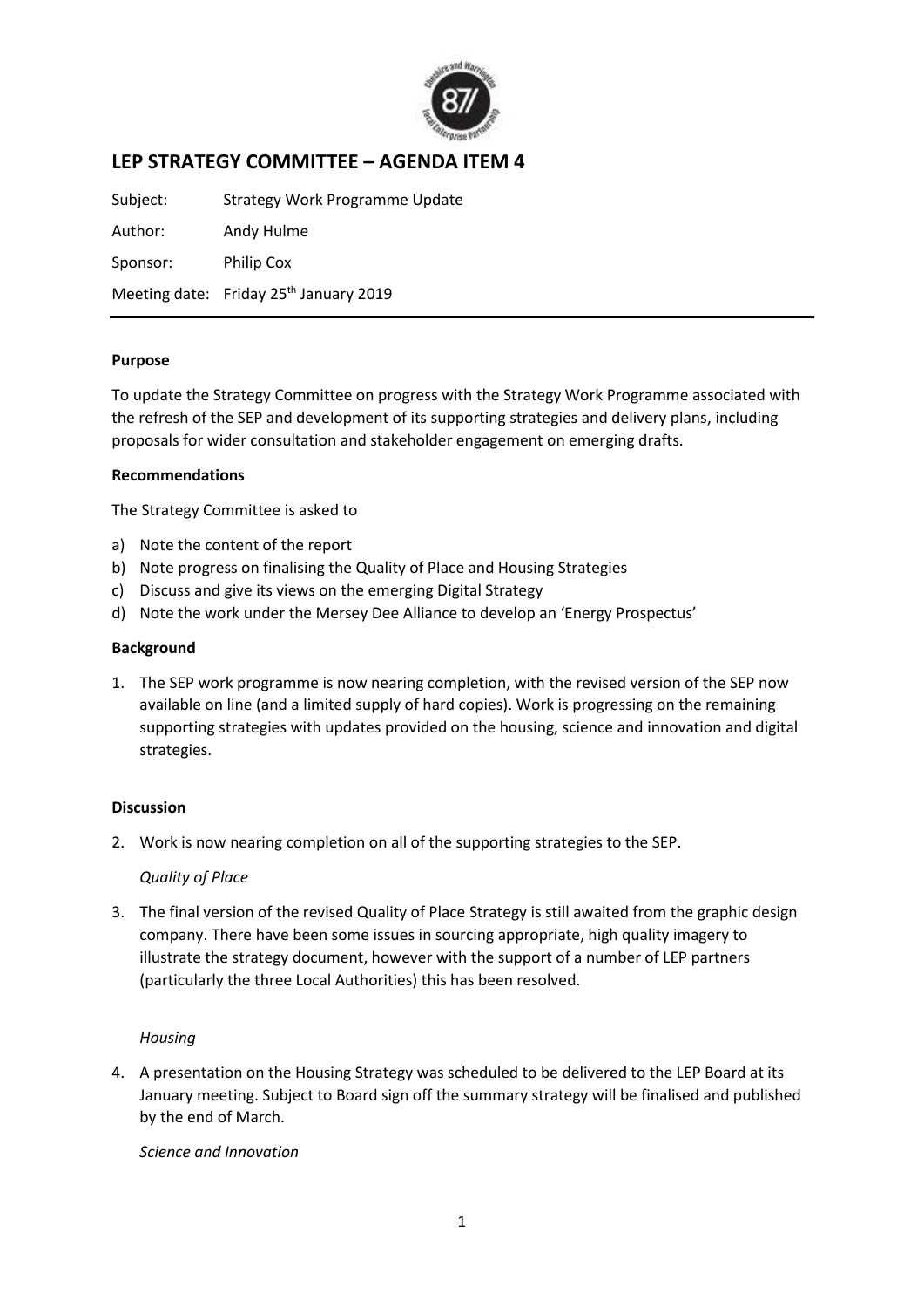# LEP STRATEGY COMMITTEE – AGENDA ITEM 4

Subject: Strategy Work Programme Update

Author: Andy Hulme

Sponsor: Philip Cox

Meeting date: Friday 25th January 2019

**Purpose**

To update the Strategy Committee on progress with the Strategy Work Programme associated with the refresh of the SEP and development of its supporting strategies and delivery plans, including proposals for wider consultation and stakeholder engagement on emerging drafts.

**Recommendations**

The Strategy Committee is asked to

a) Note the content of the report
b) Note progress on finalising the Quality of Place and Housing Strategies
c) Discuss and give its views on the emerging Digital Strategy
d) Note the work under the Mersey Dee Alliance to develop an 'Energy Prospectus'

**Background**

1. The SEP work programme is now nearing completion, with the revised version of the SEP now available on line (and a limited supply of hard copies). Work is progressing on the remaining supporting strategies with updates provided on the housing, science and innovation and digital strategies.

**Discussion**

2. Work is now nearing completion on all of the supporting strategies to the SEP.

   *Quality of Place*

3. The final version of the revised Quality of Place Strategy is still awaited from the graphic design company. There have been some issues in sourcing appropriate, high quality imagery to illustrate the strategy document, however with the support of a number of LEP partners (particularly the three Local Authorities) this has been resolved.

   *Housing*

4. A presentation on the Housing Strategy was scheduled to be delivered to the LEP Board at its January meeting. Subject to Board sign off the summary strategy will be finalised and published by the end of March.

   *Science and Innovation*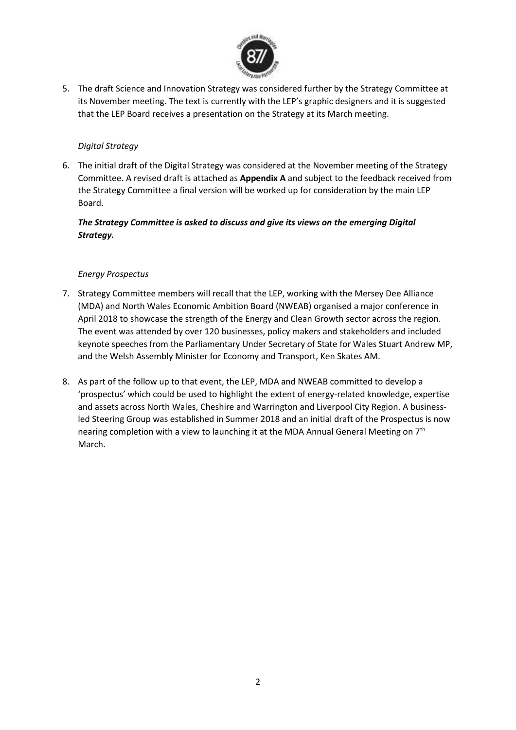5. The draft Science and Innovation Strategy was considered further by the Strategy Committee at its November meeting. The text is currently with the LEP's graphic designers and it is suggested that the LEP Board receives a presentation on the Strategy at its March meeting.

*Digital Strategy*

6. The initial draft of the Digital Strategy was considered at the November meeting of the Strategy Committee. A revised draft is attached as **Appendix A** and subject to the feedback received from the Strategy Committee a final version will be worked up for consideration by the main LEP Board.

***The Strategy Committee is asked to discuss and give its views on the emerging Digital Strategy.***

*Energy Prospectus*

7. Strategy Committee members will recall that the LEP, working with the Mersey Dee Alliance (MDA) and North Wales Economic Ambition Board (NWEAB) organised a major conference in April 2018 to showcase the strength of the Energy and Clean Growth sector across the region. The event was attended by over 120 businesses, policy makers and stakeholders and included keynote speeches from the Parliamentary Under Secretary of State for Wales Stuart Andrew MP, and the Welsh Assembly Minister for Economy and Transport, Ken Skates AM.

8. As part of the follow up to that event, the LEP, MDA and NWEAB committed to develop a 'prospectus' which could be used to highlight the extent of energy-related knowledge, expertise and assets across North Wales, Cheshire and Warrington and Liverpool City Region. A business-led Steering Group was established in Summer 2018 and an initial draft of the Prospectus is now nearing completion with a view to launching it at the MDA Annual General Meeting on 7th March.